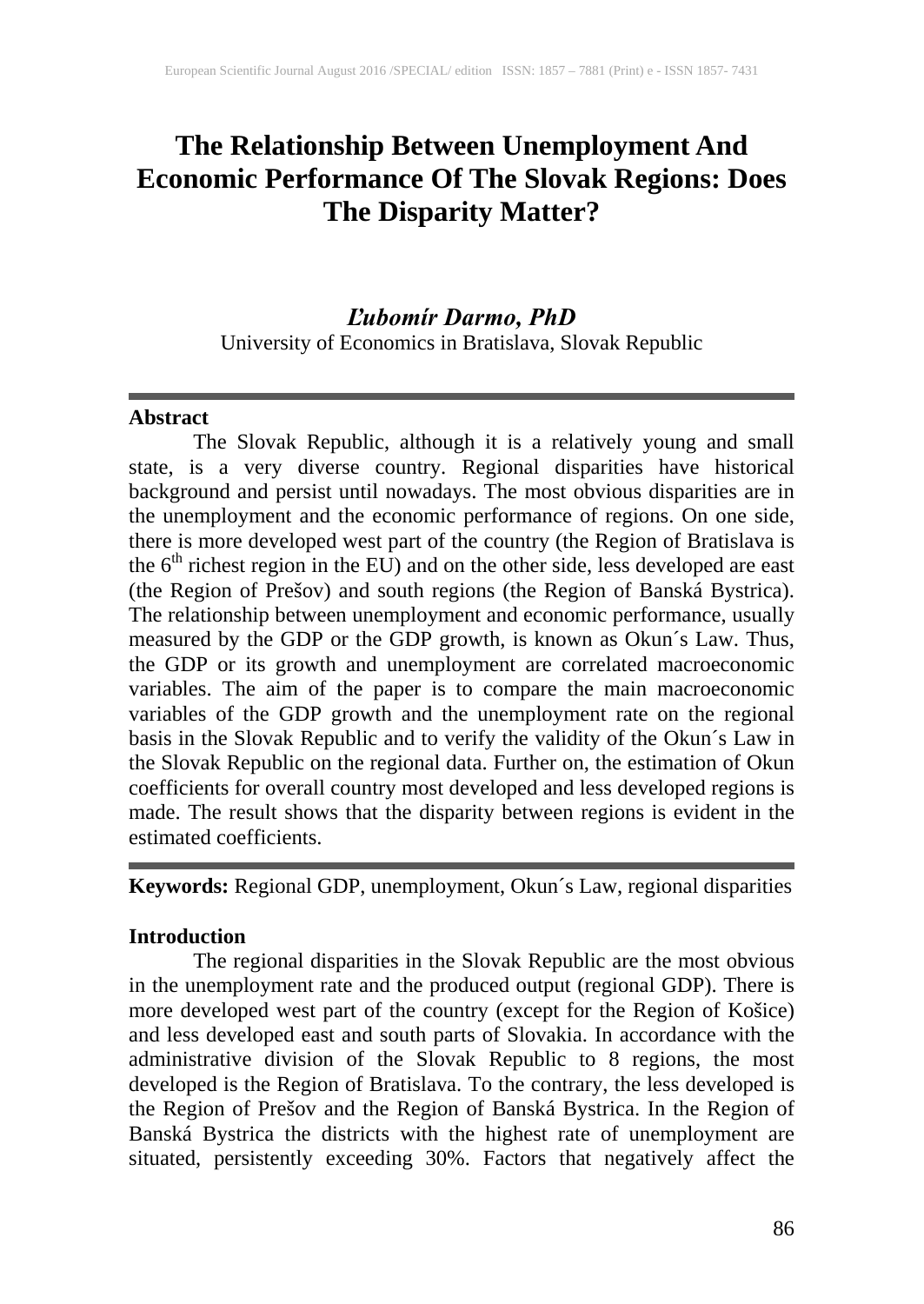# The Relationship Between Unemployment And Economic Performance Of The Slovak Regions: Does The Disparity Matter?

***Ľubomír Darmo, PhD***
University of Economics in Bratislava, Slovak Republic

**Abstract**

The Slovak Republic, although it is a relatively young and small state, is a very diverse country. Regional disparities have historical background and persist until nowadays. The most obvious disparities are in the unemployment and the economic performance of regions. On one side, there is more developed west part of the country (the Region of Bratislava is the 6th richest region in the EU) and on the other side, less developed are east (the Region of Prešov) and south regions (the Region of Banská Bystrica). The relationship between unemployment and economic performance, usually measured by the GDP or the GDP growth, is known as Okun´s Law. Thus, the GDP or its growth and unemployment are correlated macroeconomic variables. The aim of the paper is to compare the main macroeconomic variables of the GDP growth and the unemployment rate on the regional basis in the Slovak Republic and to verify the validity of the Okun´s Law in the Slovak Republic on the regional data. Further on, the estimation of Okun coefficients for overall country most developed and less developed regions is made. The result shows that the disparity between regions is evident in the estimated coefficients.

**Keywords:** Regional GDP, unemployment, Okun´s Law, regional disparities

**Introduction**

The regional disparities in the Slovak Republic are the most obvious in the unemployment rate and the produced output (regional GDP). There is more developed west part of the country (except for the Region of Košice) and less developed east and south parts of Slovakia. In accordance with the administrative division of the Slovak Republic to 8 regions, the most developed is the Region of Bratislava. To the contrary, the less developed is the Region of Prešov and the Region of Banská Bystrica. In the Region of Banská Bystrica the districts with the highest rate of unemployment are situated, persistently exceeding 30%. Factors that negatively affect the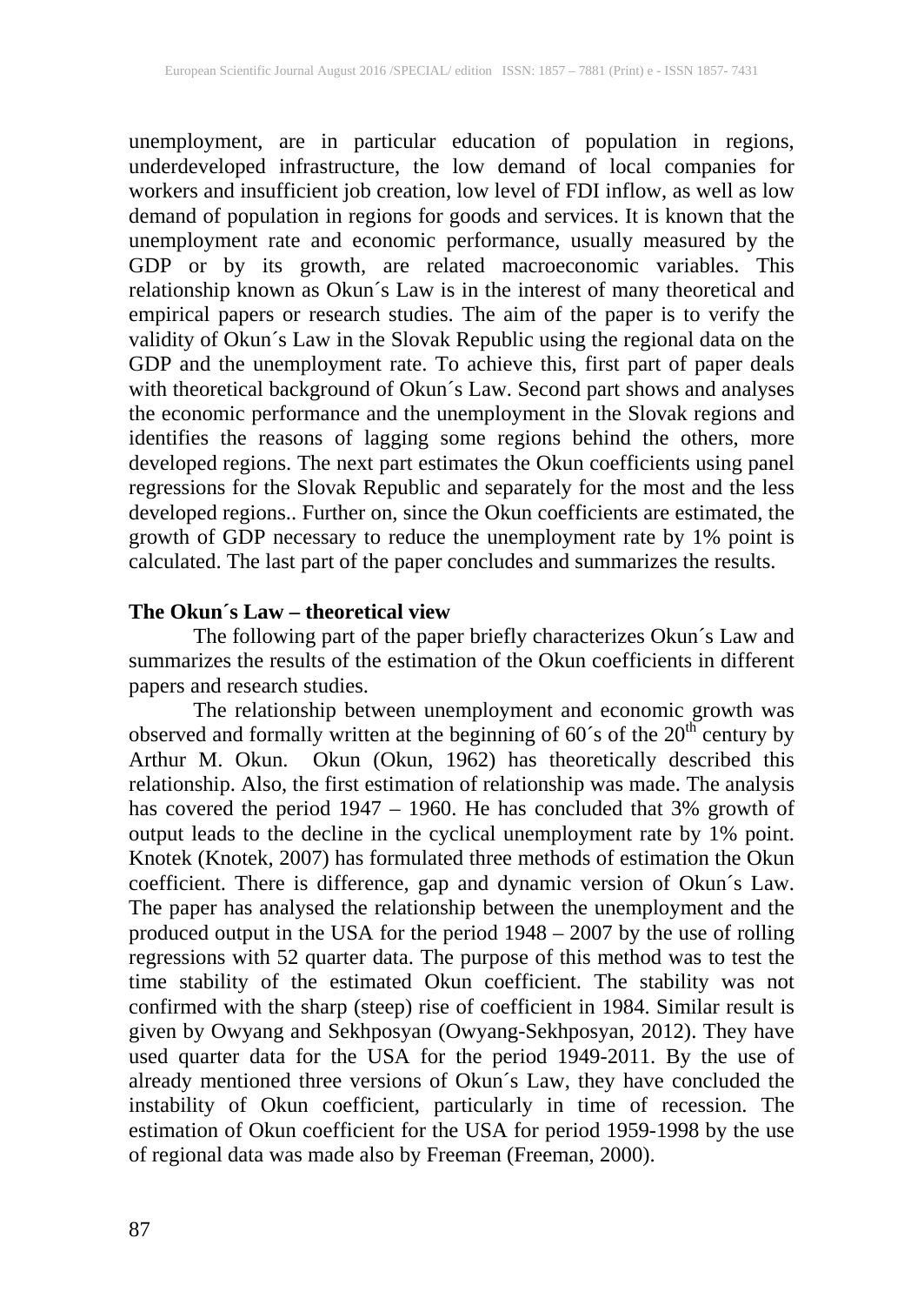unemployment, are in particular education of population in regions, underdeveloped infrastructure, the low demand of local companies for workers and insufficient job creation, low level of FDI inflow, as well as low demand of population in regions for goods and services. It is known that the unemployment rate and economic performance, usually measured by the GDP or by its growth, are related macroeconomic variables. This relationship known as Okun´s Law is in the interest of many theoretical and empirical papers or research studies. The aim of the paper is to verify the validity of Okun´s Law in the Slovak Republic using the regional data on the GDP and the unemployment rate. To achieve this, first part of paper deals with theoretical background of Okun´s Law. Second part shows and analyses the economic performance and the unemployment in the Slovak regions and identifies the reasons of lagging some regions behind the others, more developed regions. The next part estimates the Okun coefficients using panel regressions for the Slovak Republic and separately for the most and the less developed regions.. Further on, since the Okun coefficients are estimated, the growth of GDP necessary to reduce the unemployment rate by 1% point is calculated. The last part of the paper concludes and summarizes the results.

## The Okun´s Law – theoretical view

The following part of the paper briefly characterizes Okun´s Law and summarizes the results of the estimation of the Okun coefficients in different papers and research studies.

The relationship between unemployment and economic growth was observed and formally written at the beginning of 60´s of the 20th century by Arthur M. Okun. Okun (Okun, 1962) has theoretically described this relationship. Also, the first estimation of relationship was made. The analysis has covered the period 1947 – 1960. He has concluded that 3% growth of output leads to the decline in the cyclical unemployment rate by 1% point. Knotek (Knotek, 2007) has formulated three methods of estimation the Okun coefficient. There is difference, gap and dynamic version of Okun´s Law. The paper has analysed the relationship between the unemployment and the produced output in the USA for the period 1948 – 2007 by the use of rolling regressions with 52 quarter data. The purpose of this method was to test the time stability of the estimated Okun coefficient. The stability was not confirmed with the sharp (steep) rise of coefficient in 1984. Similar result is given by Owyang and Sekhposyan (Owyang-Sekhposyan, 2012). They have used quarter data for the USA for the period 1949-2011. By the use of already mentioned three versions of Okun´s Law, they have concluded the instability of Okun coefficient, particularly in time of recession. The estimation of Okun coefficient for the USA for period 1959-1998 by the use of regional data was made also by Freeman (Freeman, 2000).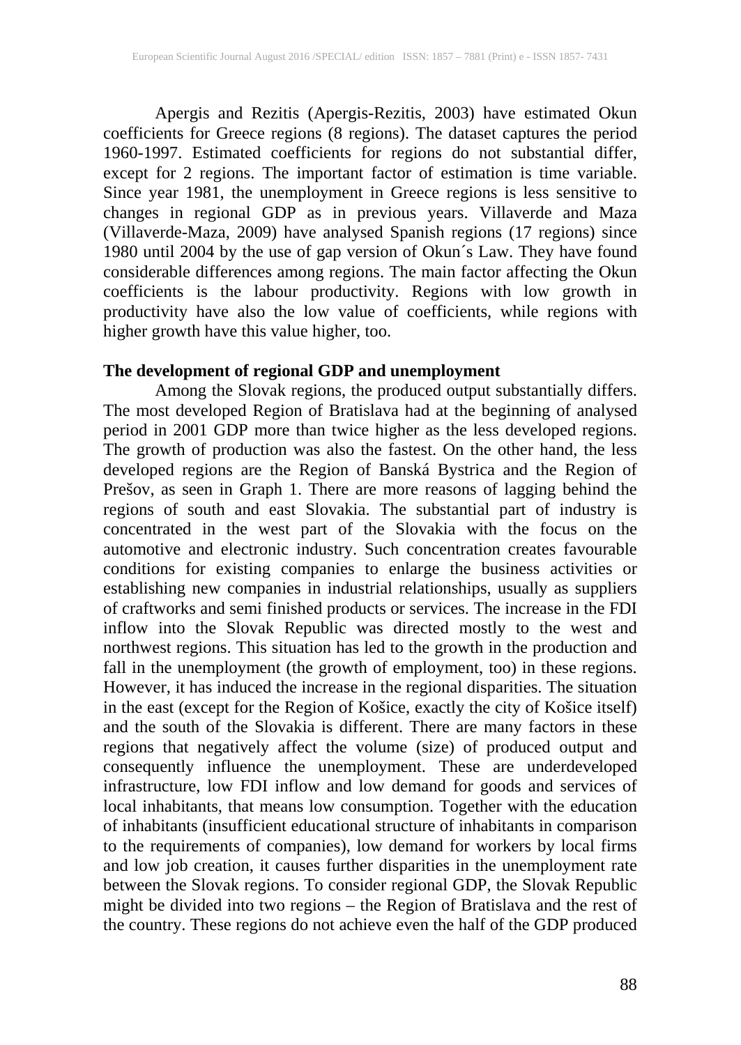Apergis and Rezitis (Apergis-Rezitis, 2003) have estimated Okun coefficients for Greece regions (8 regions). The dataset captures the period 1960-1997. Estimated coefficients for regions do not substantial differ, except for 2 regions. The important factor of estimation is time variable. Since year 1981, the unemployment in Greece regions is less sensitive to changes in regional GDP as in previous years. Villaverde and Maza (Villaverde-Maza, 2009) have analysed Spanish regions (17 regions) since 1980 until 2004 by the use of gap version of Okun´s Law. They have found considerable differences among regions. The main factor affecting the Okun coefficients is the labour productivity. Regions with low growth in productivity have also the low value of coefficients, while regions with higher growth have this value higher, too.

**The development of regional GDP and unemployment**

Among the Slovak regions, the produced output substantially differs. The most developed Region of Bratislava had at the beginning of analysed period in 2001 GDP more than twice higher as the less developed regions. The growth of production was also the fastest. On the other hand, the less developed regions are the Region of Banská Bystrica and the Region of Prešov, as seen in Graph 1. There are more reasons of lagging behind the regions of south and east Slovakia. The substantial part of industry is concentrated in the west part of the Slovakia with the focus on the automotive and electronic industry. Such concentration creates favourable conditions for existing companies to enlarge the business activities or establishing new companies in industrial relationships, usually as suppliers of craftworks and semi finished products or services. The increase in the FDI inflow into the Slovak Republic was directed mostly to the west and northwest regions. This situation has led to the growth in the production and fall in the unemployment (the growth of employment, too) in these regions. However, it has induced the increase in the regional disparities. The situation in the east (except for the Region of Košice, exactly the city of Košice itself) and the south of the Slovakia is different. There are many factors in these regions that negatively affect the volume (size) of produced output and consequently influence the unemployment. These are underdeveloped infrastructure, low FDI inflow and low demand for goods and services of local inhabitants, that means low consumption. Together with the education of inhabitants (insufficient educational structure of inhabitants in comparison to the requirements of companies), low demand for workers by local firms and low job creation, it causes further disparities in the unemployment rate between the Slovak regions. To consider regional GDP, the Slovak Republic might be divided into two regions – the Region of Bratislava and the rest of the country. These regions do not achieve even the half of the GDP produced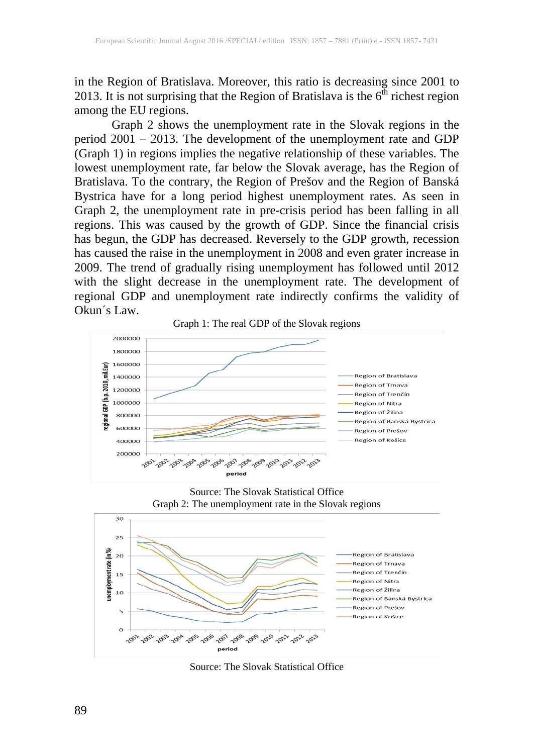in the Region of Bratislava. Moreover, this ratio is decreasing since 2001 to 2013. It is not surprising that the Region of Bratislava is the 6th richest region among the EU regions.

Graph 2 shows the unemployment rate in the Slovak regions in the period 2001 – 2013. The development of the unemployment rate and GDP (Graph 1) in regions implies the negative relationship of these variables. The lowest unemployment rate, far below the Slovak average, has the Region of Bratislava. To the contrary, the Region of Prešov and the Region of Banská Bystrica have for a long period highest unemployment rates. As seen in Graph 2, the unemployment rate in pre-crisis period has been falling in all regions. This was caused by the growth of GDP. Since the financial crisis has begun, the GDP has decreased. Reversely to the GDP growth, recession has caused the raise in the unemployment in 2008 and even grater increase in 2009. The trend of gradually rising unemployment has followed until 2012 with the slight decrease in the unemployment rate. The development of regional GDP and unemployment rate indirectly confirms the validity of Okun´s Law.

Graph 1: The real GDP of the Slovak regions

Source: The Slovak Statistical Office

Graph 2: The unemployment rate in the Slovak regions

Source: The Slovak Statistical Office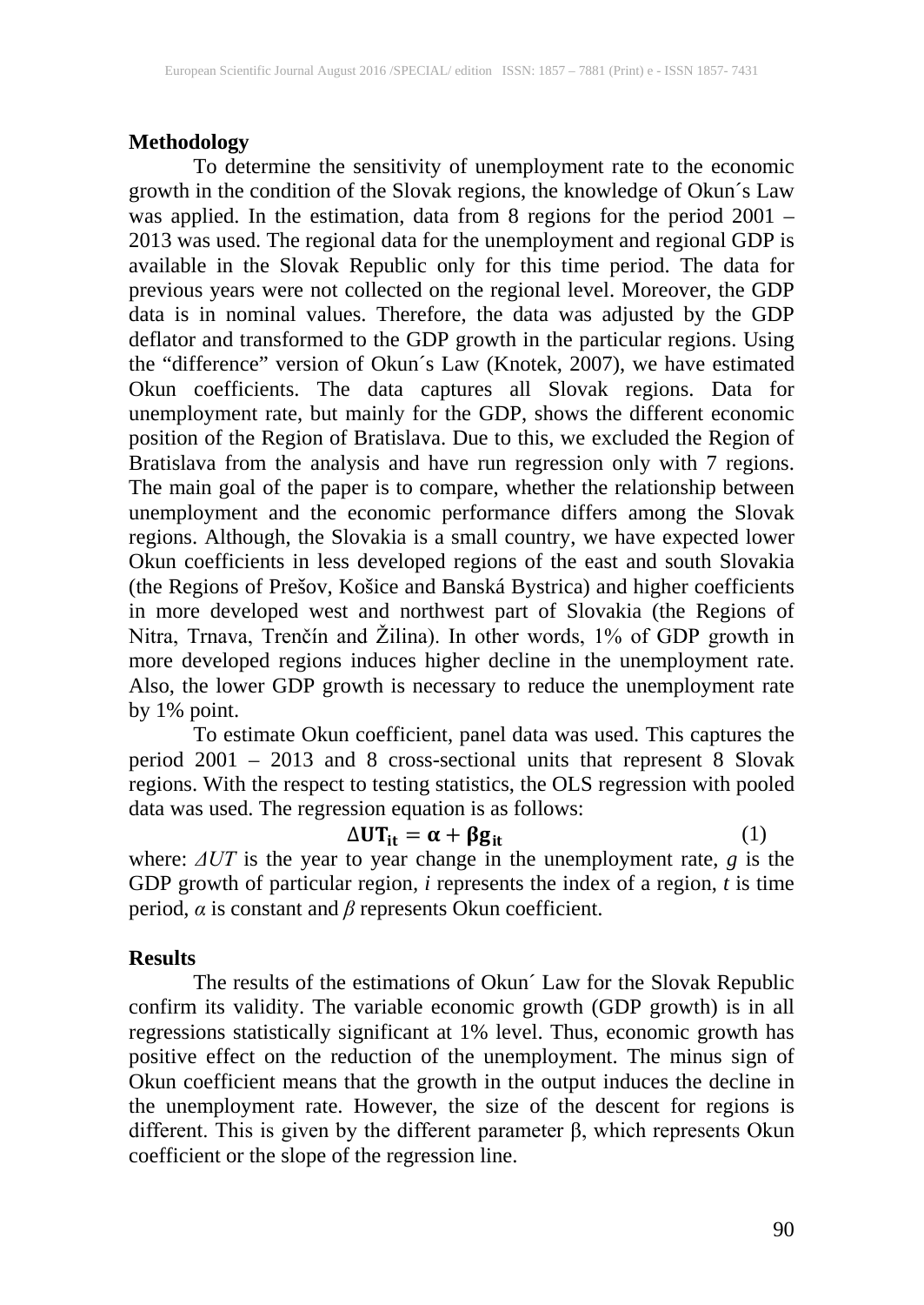## Methodology

To determine the sensitivity of unemployment rate to the economic growth in the condition of the Slovak regions, the knowledge of Okun´s Law was applied. In the estimation, data from 8 regions for the period 2001 – 2013 was used. The regional data for the unemployment and regional GDP is available in the Slovak Republic only for this time period. The data for previous years were not collected on the regional level. Moreover, the GDP data is in nominal values. Therefore, the data was adjusted by the GDP deflator and transformed to the GDP growth in the particular regions. Using the "difference" version of Okun´s Law (Knotek, 2007), we have estimated Okun coefficients. The data captures all Slovak regions. Data for unemployment rate, but mainly for the GDP, shows the different economic position of the Region of Bratislava. Due to this, we excluded the Region of Bratislava from the analysis and have run regression only with 7 regions. The main goal of the paper is to compare, whether the relationship between unemployment and the economic performance differs among the Slovak regions. Although, the Slovakia is a small country, we have expected lower Okun coefficients in less developed regions of the east and south Slovakia (the Regions of Prešov, Košice and Banská Bystrica) and higher coefficients in more developed west and northwest part of Slovakia (the Regions of Nitra, Trnava, Trenčín and Žilina). In other words, 1% of GDP growth in more developed regions induces higher decline in the unemployment rate. Also, the lower GDP growth is necessary to reduce the unemployment rate by 1% point.

To estimate Okun coefficient, panel data was used. This captures the period 2001 – 2013 and 8 cross-sectional units that represent 8 Slovak regions. With the respect to testing statistics, the OLS regression with pooled data was used. The regression equation is as follows:

$$\mathbf{\Delta UT_{it} = \alpha + \beta g_{it}} \qquad (1)$$

where: $\Delta UT$ is the year to year change in the unemployment rate, $g$ is the GDP growth of particular region, $i$ represents the index of a region, $t$ is time period, $\alpha$ is constant and $\beta$ represents Okun coefficient.

## Results

The results of the estimations of Okun´ Law for the Slovak Republic confirm its validity. The variable economic growth (GDP growth) is in all regressions statistically significant at 1% level. Thus, economic growth has positive effect on the reduction of the unemployment. The minus sign of Okun coefficient means that the growth in the output induces the decline in the unemployment rate. However, the size of the descent for regions is different. This is given by the different parameter $\beta$, which represents Okun coefficient or the slope of the regression line.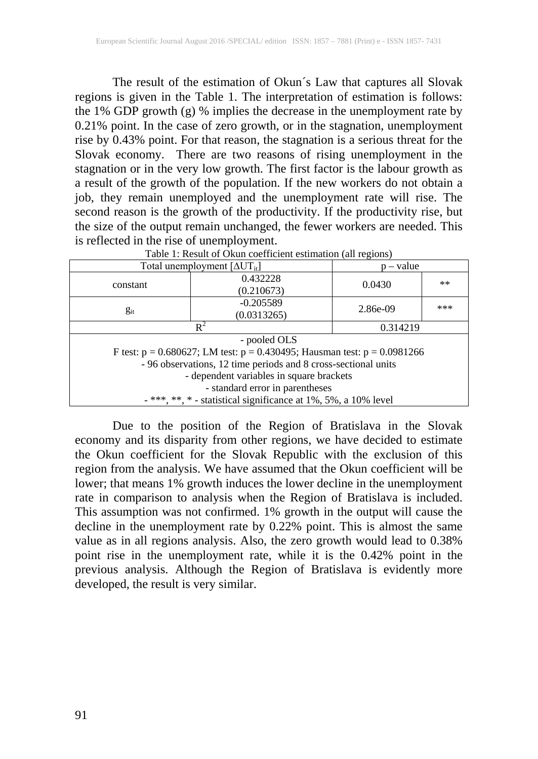The result of the estimation of Okun´s Law that captures all Slovak regions is given in the Table 1. The interpretation of estimation is follows: the 1% GDP growth (g) % implies the decrease in the unemployment rate by 0.21% point. In the case of zero growth, or in the stagnation, unemployment rise by 0.43% point. For that reason, the stagnation is a serious threat for the Slovak economy. There are two reasons of rising unemployment in the stagnation or in the very low growth. The first factor is the labour growth as a result of the growth of the population. If the new workers do not obtain a job, they remain unemployed and the unemployment rate will rise. The second reason is the growth of the productivity. If the productivity rise, but the size of the output remain unchanged, the fewer workers are needed. This is reflected in the rise of unemployment.

Table 1: Result of Okun coefficient estimation (all regions)

| Total unemployment [$\Delta UT_{it}$] | | p – value | |
|---|---|---|---|
| constant | 0.432228 (0.210673) | 0.0430 | ** |
| $g_{it}$ | -0.205589 (0.0313265) | 2.86e-09 | *** |
| $R^2$ | | 0.314219 | |
| - pooled OLS<br>F test: p = 0.680627; LM test: p = 0.430495; Hausman test: p = 0.0981266<br>- 96 observations, 12 time periods and 8 cross-sectional units<br>- dependent variables in square brackets<br>- standard error in parentheses<br>- ***, **, * - statistical significance at 1%, 5%, a 10% level | | | |

Due to the position of the Region of Bratislava in the Slovak economy and its disparity from other regions, we have decided to estimate the Okun coefficient for the Slovak Republic with the exclusion of this region from the analysis. We have assumed that the Okun coefficient will be lower; that means 1% growth induces the lower decline in the unemployment rate in comparison to analysis when the Region of Bratislava is included. This assumption was not confirmed. 1% growth in the output will cause the decline in the unemployment rate by 0.22% point. This is almost the same value as in all regions analysis. Also, the zero growth would lead to 0.38% point rise in the unemployment rate, while it is the 0.42% point in the previous analysis. Although the Region of Bratislava is evidently more developed, the result is very similar.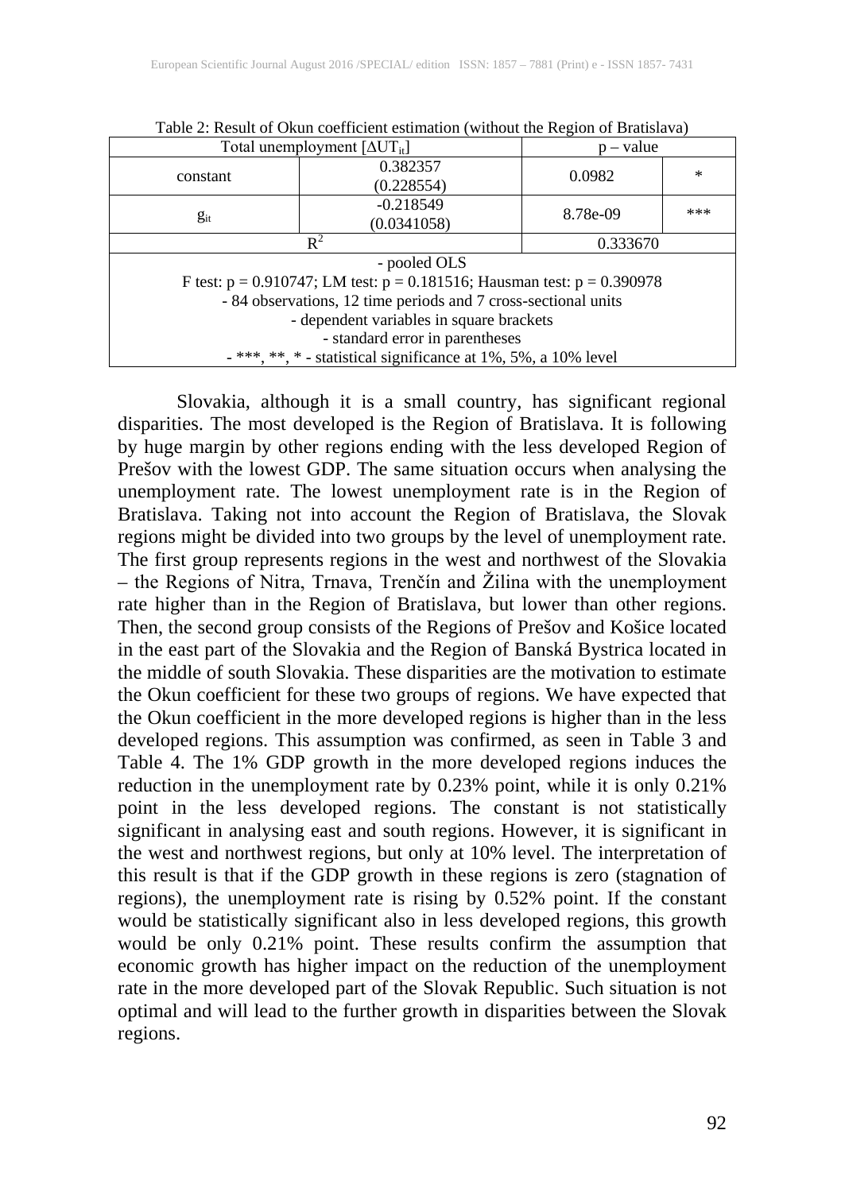Table 2: Result of Okun coefficient estimation (without the Region of Bratislava)

| Total unemployment [$\Delta UT_{it}$] | | p – value | |
|---|---|---|---|
| constant | 0.382357 (0.228554) | 0.0982 | * |
| $g_{it}$ | -0.218549 (0.0341058) | 8.78e-09 | *** |
| $R^2$ | | 0.333670 | |
| - pooled OLS<br>F test: p = 0.910747; LM test: p = 0.181516; Hausman test: p = 0.390978<br>- 84 observations, 12 time periods and 7 cross-sectional units<br>- dependent variables in square brackets<br>- standard error in parentheses<br>- ***, **, * - statistical significance at 1%, 5%, a 10% level | | | |

Slovakia, although it is a small country, has significant regional disparities. The most developed is the Region of Bratislava. It is following by huge margin by other regions ending with the less developed Region of Prešov with the lowest GDP. The same situation occurs when analysing the unemployment rate. The lowest unemployment rate is in the Region of Bratislava. Taking not into account the Region of Bratislava, the Slovak regions might be divided into two groups by the level of unemployment rate. The first group represents regions in the west and northwest of the Slovakia – the Regions of Nitra, Trnava, Trenčín and Žilina with the unemployment rate higher than in the Region of Bratislava, but lower than other regions. Then, the second group consists of the Regions of Prešov and Košice located in the east part of the Slovakia and the Region of Banská Bystrica located in the middle of south Slovakia. These disparities are the motivation to estimate the Okun coefficient for these two groups of regions. We have expected that the Okun coefficient in the more developed regions is higher than in the less developed regions. This assumption was confirmed, as seen in Table 3 and Table 4. The 1% GDP growth in the more developed regions induces the reduction in the unemployment rate by 0.23% point, while it is only 0.21% point in the less developed regions. The constant is not statistically significant in analysing east and south regions. However, it is significant in the west and northwest regions, but only at 10% level. The interpretation of this result is that if the GDP growth in these regions is zero (stagnation of regions), the unemployment rate is rising by 0.52% point. If the constant would be statistically significant also in less developed regions, this growth would be only 0.21% point. These results confirm the assumption that economic growth has higher impact on the reduction of the unemployment rate in the more developed part of the Slovak Republic. Such situation is not optimal and will lead to the further growth in disparities between the Slovak regions.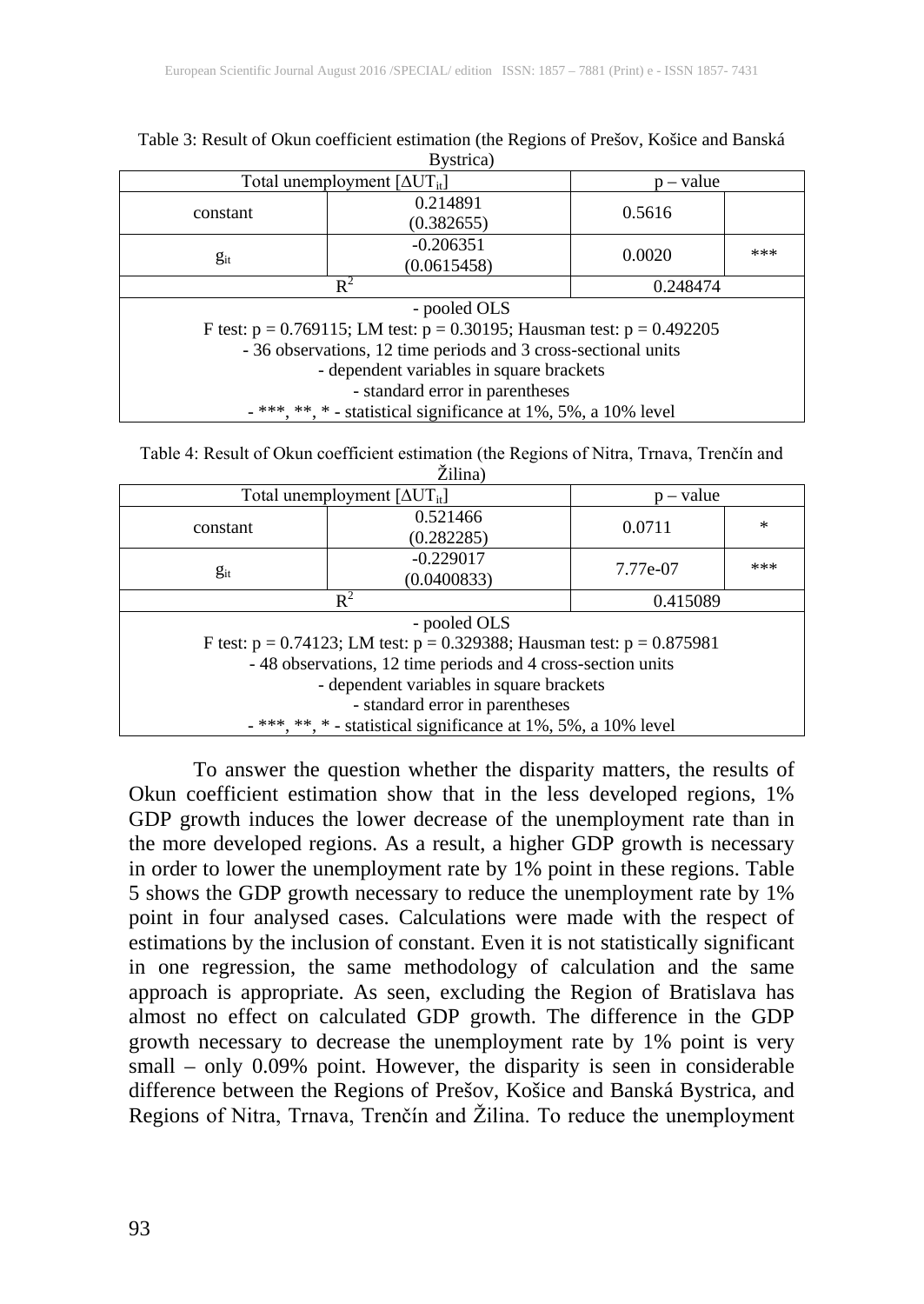Table 3: Result of Okun coefficient estimation (the Regions of Prešov, Košice and Banská Bystrica)

| Total unemployment [$\Delta UT_{it}$] | | p – value | |
|---|---|---|---|
| constant | 0.214891 (0.382655) | 0.5616 | |
| $g_{it}$ | -0.206351 (0.0615458) | 0.0020 | *** |
| $R^2$ | | 0.248474 | |

- pooled OLS
F test: p = 0.769115; LM test: p = 0.30195; Hausman test: p = 0.492205
- 36 observations, 12 time periods and 3 cross-sectional units
- dependent variables in square brackets
- standard error in parentheses
- ***, **, * - statistical significance at 1%, 5%, a 10% level

Table 4: Result of Okun coefficient estimation (the Regions of Nitra, Trnava, Trenčín and Žilina)

| Total unemployment [$\Delta UT_{it}$] | | p – value | |
|---|---|---|---|
| constant | 0.521466 (0.282285) | 0.0711 | * |
| $g_{it}$ | -0.229017 (0.0400833) | 7.77e-07 | *** |
| $R^2$ | | 0.415089 | |

- pooled OLS
F test: p = 0.74123; LM test: p = 0.329388; Hausman test: p = 0.875981
- 48 observations, 12 time periods and 4 cross-section units
- dependent variables in square brackets
- standard error in parentheses
- ***, **, * - statistical significance at 1%, 5%, a 10% level

To answer the question whether the disparity matters, the results of Okun coefficient estimation show that in the less developed regions, 1% GDP growth induces the lower decrease of the unemployment rate than in the more developed regions. As a result, a higher GDP growth is necessary in order to lower the unemployment rate by 1% point in these regions. Table 5 shows the GDP growth necessary to reduce the unemployment rate by 1% point in four analysed cases. Calculations were made with the respect of estimations by the inclusion of constant. Even it is not statistically significant in one regression, the same methodology of calculation and the same approach is appropriate. As seen, excluding the Region of Bratislava has almost no effect on calculated GDP growth. The difference in the GDP growth necessary to decrease the unemployment rate by 1% point is very small – only 0.09% point. However, the disparity is seen in considerable difference between the Regions of Prešov, Košice and Banská Bystrica, and Regions of Nitra, Trnava, Trenčín and Žilina. To reduce the unemployment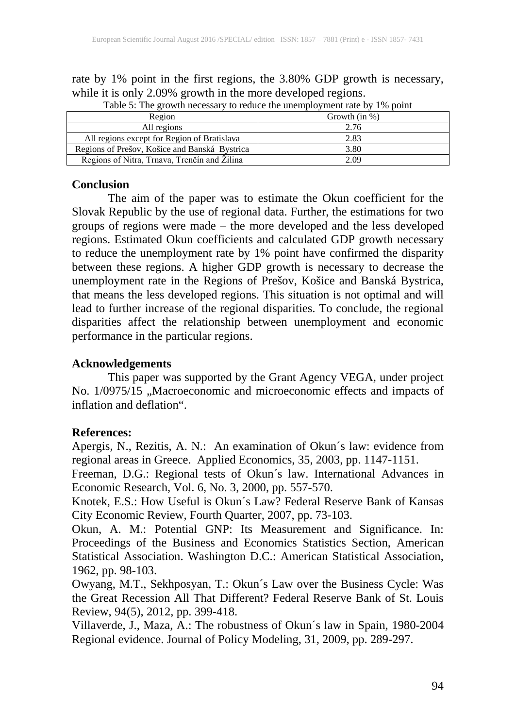rate by 1% point in the first regions, the 3.80% GDP growth is necessary, while it is only 2.09% growth in the more developed regions.

Table 5: The growth necessary to reduce the unemployment rate by 1% point

| Region | Growth (in %) |
|---|---|
| All regions | 2.76 |
| All regions except for Region of Bratislava | 2.83 |
| Regions of Prešov, Košice and Banská Bystrica | 3.80 |
| Regions of Nitra, Trnava, Trenčín and Žilina | 2.09 |

## Conclusion

The aim of the paper was to estimate the Okun coefficient for the Slovak Republic by the use of regional data. Further, the estimations for two groups of regions were made – the more developed and the less developed regions. Estimated Okun coefficients and calculated GDP growth necessary to reduce the unemployment rate by 1% point have confirmed the disparity between these regions. A higher GDP growth is necessary to decrease the unemployment rate in the Regions of Prešov, Košice and Banská Bystrica, that means the less developed regions. This situation is not optimal and will lead to further increase of the regional disparities. To conclude, the regional disparities affect the relationship between unemployment and economic performance in the particular regions.

## Acknowledgements

This paper was supported by the Grant Agency VEGA, under project No. 1/0975/15 „Macroeconomic and microeconomic effects and impacts of inflation and deflation".

## References:

Apergis, N., Rezitis, A. N.: An examination of Okun´s law: evidence from regional areas in Greece. Applied Economics, 35, 2003, pp. 1147-1151.

Freeman, D.G.: Regional tests of Okun´s law. International Advances in Economic Research, Vol. 6, No. 3, 2000, pp. 557-570.

Knotek, E.S.: How Useful is Okun´s Law? Federal Reserve Bank of Kansas City Economic Review, Fourth Quarter, 2007, pp. 73-103.

Okun, A. M.: Potential GNP: Its Measurement and Significance. In: Proceedings of the Business and Economics Statistics Section, American Statistical Association. Washington D.C.: American Statistical Association, 1962, pp. 98-103.

Owyang, M.T., Sekhposyan, T.: Okun´s Law over the Business Cycle: Was the Great Recession All That Different? Federal Reserve Bank of St. Louis Review, 94(5), 2012, pp. 399-418.

Villaverde, J., Maza, A.: The robustness of Okun´s law in Spain, 1980-2004 Regional evidence. Journal of Policy Modeling, 31, 2009, pp. 289-297.